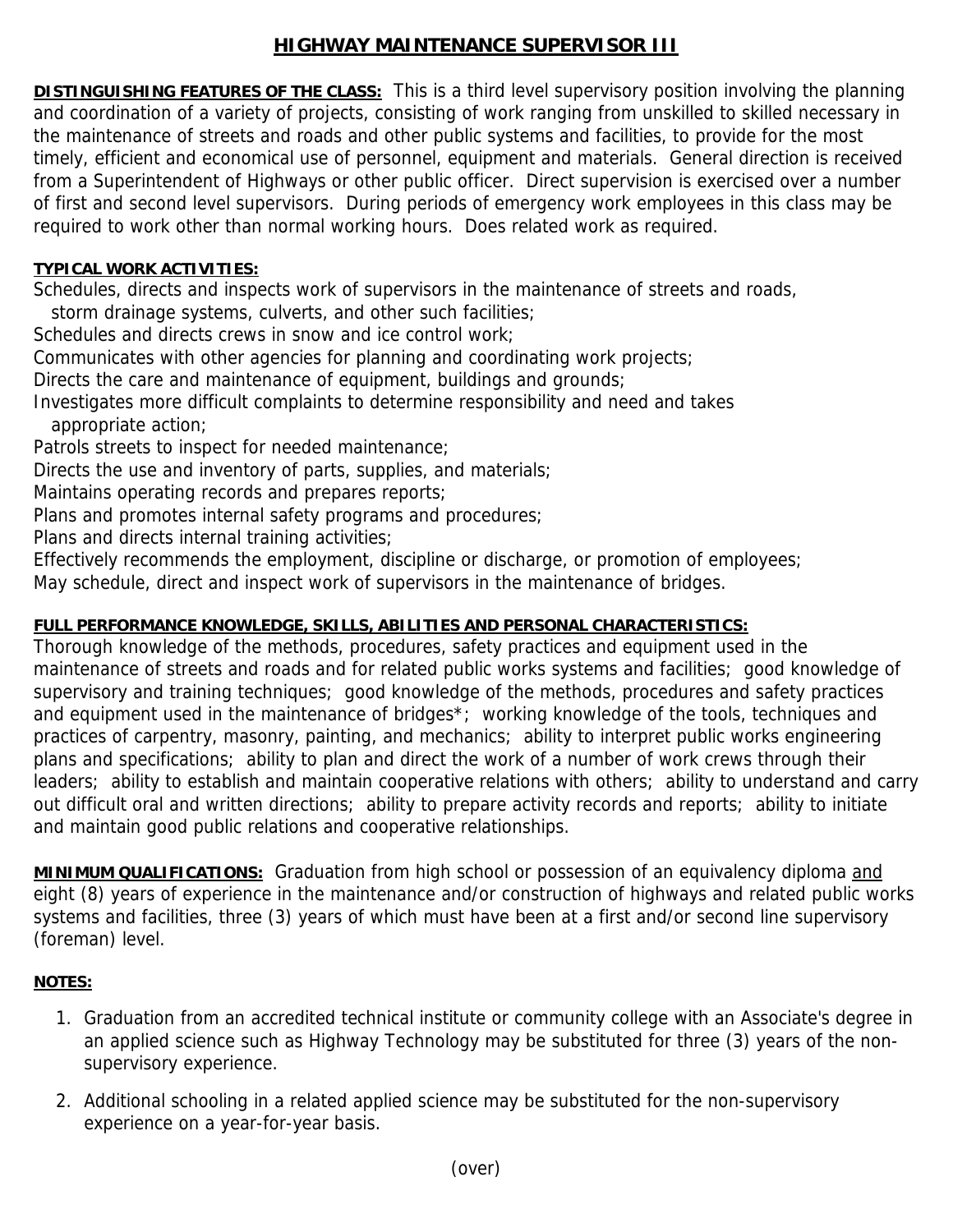# HIGHWAY MAINTENANCE SUPERVISOR III

**DISTINGUISHING FEATURES OF THE CLASS:** This is a third level supervisory position involving the planning and coordination of a variety of projects, consisting of work ranging from unskilled to skilled necessary in the maintenance of streets and roads and other public systems and facilities, to provide for the most timely, efficient and economical use of personnel, equipment and materials. General direction is received from a Superintendent of Highways or other public officer. Direct supervision is exercised over a number of first and second level supervisors. During periods of emergency work employees in this class may be required to work other than normal working hours. Does related work as required.

**TYPICAL WORK ACTIVITIES:**

Schedules, directs and inspects work of supervisors in the maintenance of streets and roads, storm drainage systems, culverts, and other such facilities;
Schedules and directs crews in snow and ice control work;
Communicates with other agencies for planning and coordinating work projects;
Directs the care and maintenance of equipment, buildings and grounds;
Investigates more difficult complaints to determine responsibility and need and takes appropriate action;
Patrols streets to inspect for needed maintenance;
Directs the use and inventory of parts, supplies, and materials;
Maintains operating records and prepares reports;
Plans and promotes internal safety programs and procedures;
Plans and directs internal training activities;
Effectively recommends the employment, discipline or discharge, or promotion of employees;
May schedule, direct and inspect work of supervisors in the maintenance of bridges.

**FULL PERFORMANCE KNOWLEDGE, SKILLS, ABILITIES AND PERSONAL CHARACTERISTICS:**

Thorough knowledge of the methods, procedures, safety practices and equipment used in the maintenance of streets and roads and for related public works systems and facilities; good knowledge of supervisory and training techniques; good knowledge of the methods, procedures and safety practices and equipment used in the maintenance of bridges*; working knowledge of the tools, techniques and practices of carpentry, masonry, painting, and mechanics; ability to interpret public works engineering plans and specifications; ability to plan and direct the work of a number of work crews through their leaders; ability to establish and maintain cooperative relations with others; ability to understand and carry out difficult oral and written directions; ability to prepare activity records and reports; ability to initiate and maintain good public relations and cooperative relationships.

**MINIMUM QUALIFICATIONS:** Graduation from high school or possession of an equivalency diploma and eight (8) years of experience in the maintenance and/or construction of highways and related public works systems and facilities, three (3) years of which must have been at a first and/or second line supervisory (foreman) level.

**NOTES:**

1. Graduation from an accredited technical institute or community college with an Associate's degree in an applied science such as Highway Technology may be substituted for three (3) years of the non-supervisory experience.
2. Additional schooling in a related applied science may be substituted for the non-supervisory experience on a year-for-year basis.

(over)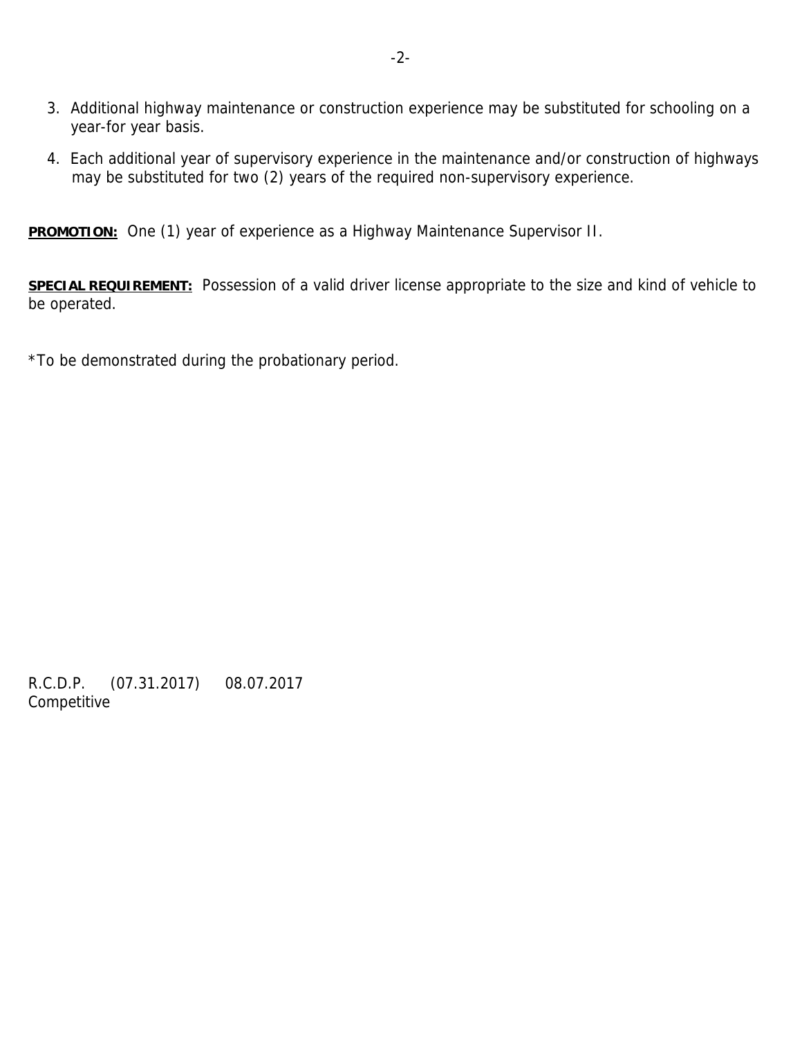3. Additional highway maintenance or construction experience may be substituted for schooling on a year-for year basis.

4. Each additional year of supervisory experience in the maintenance and/or construction of highways may be substituted for two (2) years of the required non-supervisory experience.

**PROMOTION:** One (1) year of experience as a Highway Maintenance Supervisor II.

**SPECIAL REQUIREMENT:** Possession of a valid driver license appropriate to the size and kind of vehicle to be operated.

*To be demonstrated during the probationary period.

R.C.D.P. (07.31.2017) 08.07.2017
Competitive